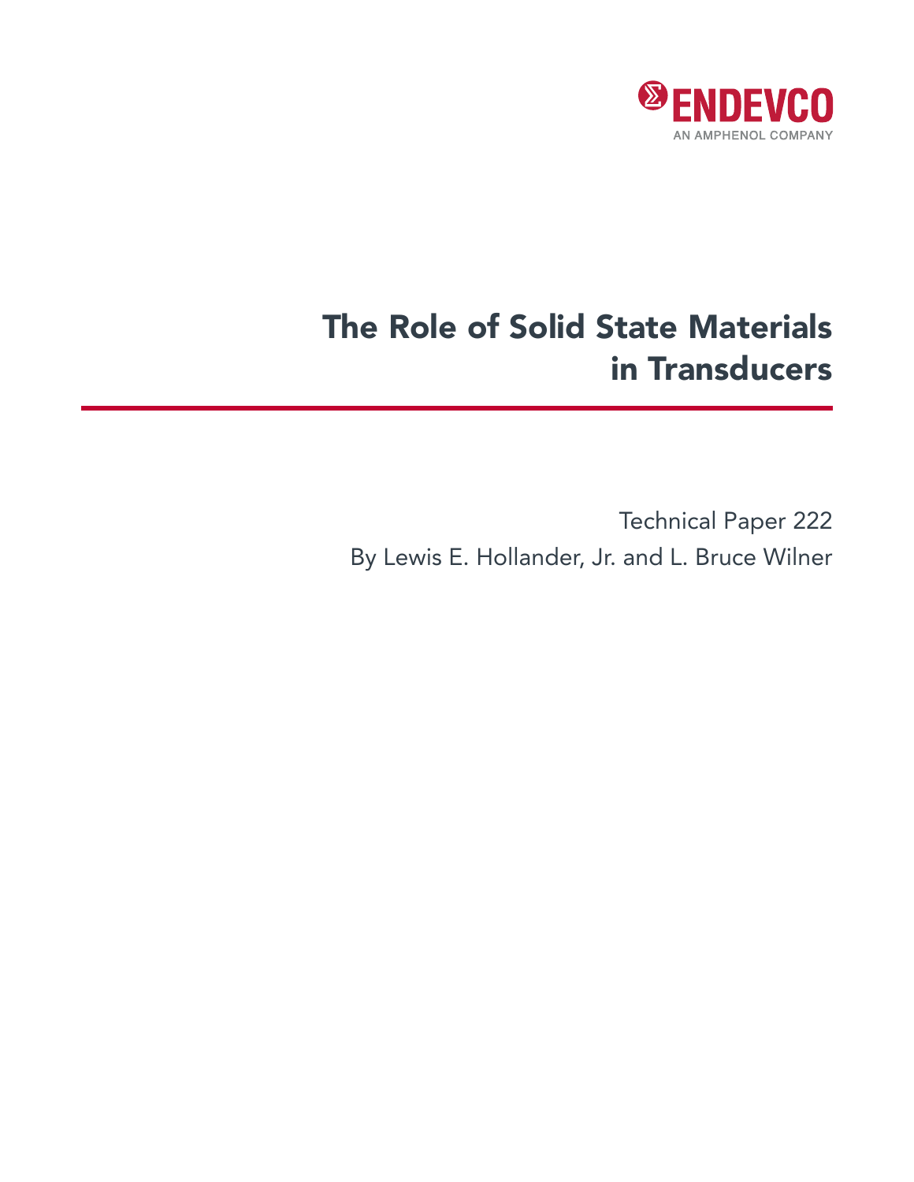ENDEVCO

AN AMPHENOL COMPANY

# The Role of Solid State Materials in Transducers

Technical Paper 222

By Lewis E. Hollander, Jr. and L. Bruce Wilner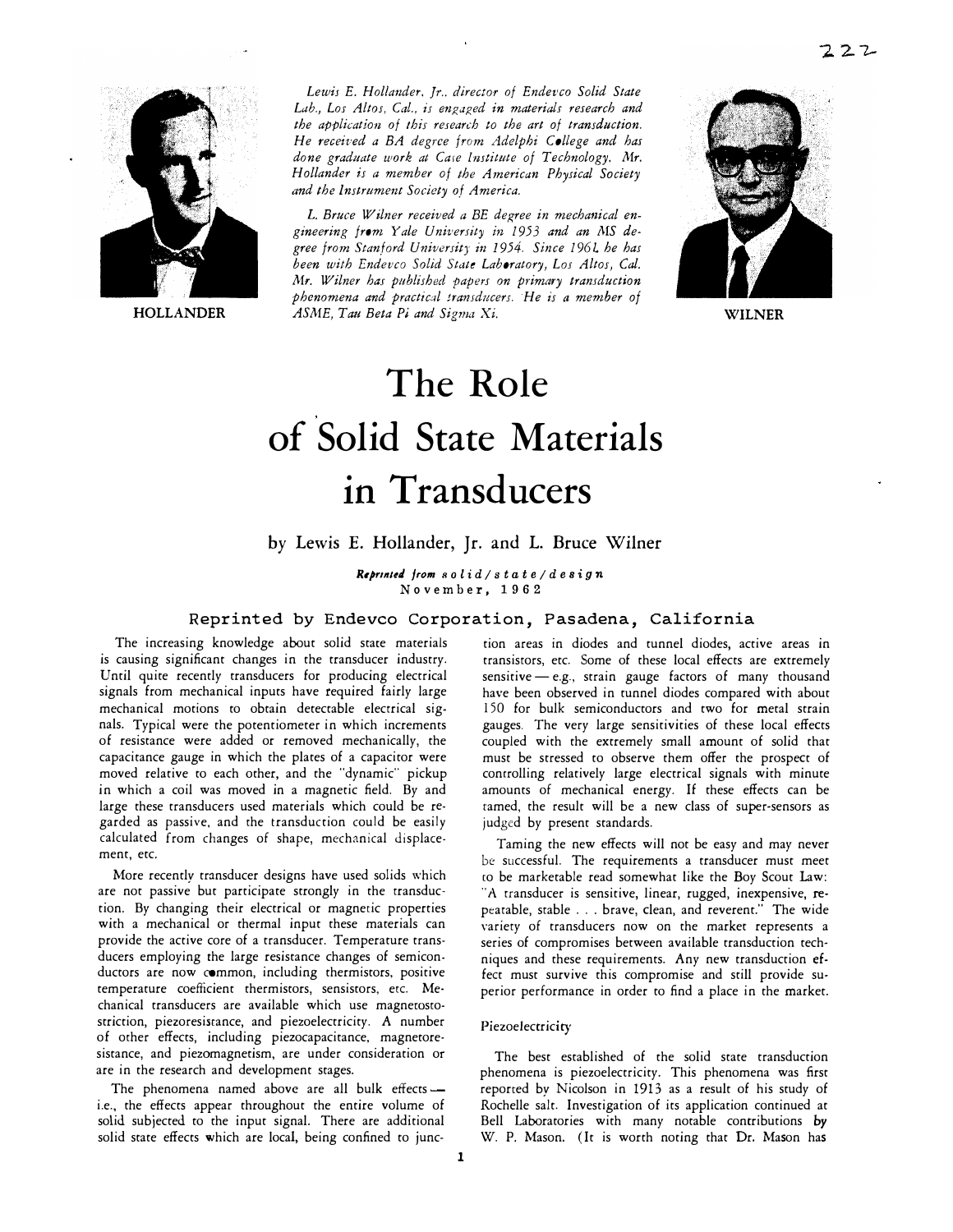Lewis E. Hollander, Jr., director of Endevco Solid State Lab., Los Altos, Cal., is engaged in materials research and the application of this research to the art of transduction. He received a BA degree from Adelphi College and has done graduate work at Case Institute of Technology. Mr. Hollander is a member of the American Physical Society and the Instrument Society of America.

L. Bruce Wilner received a BE degree in mechanical engineering from Yale University in 1953 and an MS degree from Stanford University in 1954. Since 1961 he has been with Endevco Solid State Laboratory, Los Altos, Cal. Mr. Wilner has published papers on primary transduction phenomena and practical transducers. He is a member of ASME, Tau Beta Pi and Sigma Xi.

HOLLANDER

WILNER

# The Role of Solid State Materials in Transducers

by Lewis E. Hollander, Jr. and L. Bruce Wilner

*Reprinted from solid/state/design*
November, 1962

**Reprinted by Endevco Corporation, Pasadena, California**

The increasing knowledge about solid state materials is causing significant changes in the transducer industry. Until quite recently transducers for producing electrical signals from mechanical inputs have required fairly large mechanical motions to obtain detectable electrical signals. Typical were the potentiometer in which increments of resistance were added or removed mechanically, the capacitance gauge in which the plates of a capacitor were moved relative to each other, and the "dynamic" pickup in which a coil was moved in a magnetic field. By and large these transducers used materials which could be regarded as passive, and the transduction could be easily calculated from changes of shape, mechanical displacement, etc.

More recently transducer designs have used solids which are not passive but participate strongly in the transduction. By changing their electrical or magnetic properties with a mechanical or thermal input these materials can provide the active core of a transducer. Temperature transducers employing the large resistance changes of semiconductors are now common, including thermistors, positive temperature coefficient thermistors, sensistors, etc. Mechanical transducers are available which use magnetostriction, piezoresistance, and piezoelectricity. A number of other effects, including piezocapacitance, magnetoresistance, and piezomagnetism, are under consideration or are in the research and development stages.

The phenomena named above are all bulk effects — i.e., the effects appear throughout the entire volume of solid subjected to the input signal. There are additional solid state effects which are local, being confined to junction areas in diodes and tunnel diodes, active areas in transistors, etc. Some of these local effects are extremely sensitive — e.g., strain gauge factors of many thousand have been observed in tunnel diodes compared with about 150 for bulk semiconductors and two for metal strain gauges. The very large sensitivities of these local effects coupled with the extremely small amount of solid that must be stressed to observe them offer the prospect of controlling relatively large electrical signals with minute amounts of mechanical energy. If these effects can be tamed, the result will be a new class of super-sensors as judged by present standards.

Taming the new effects will not be easy and may never be successful. The requirements a transducer must meet to be marketable read somewhat like the Boy Scout Law: "A transducer is sensitive, linear, rugged, inexpensive, repeatable, stable . . . brave, clean, and reverent." The wide variety of transducers now on the market represents a series of compromises between available transduction techniques and these requirements. Any new transduction effect must survive this compromise and still provide superior performance in order to find a place in the market.

## Piezoelectricity

The best established of the solid state transduction phenomena is piezoelectricity. This phenomena was first reported by Nicolson in 1913 as a result of his study of Rochelle salt. Investigation of its application continued at Bell Laboratories with many notable contributions by W. P. Mason. (It is worth noting that Dr. Mason has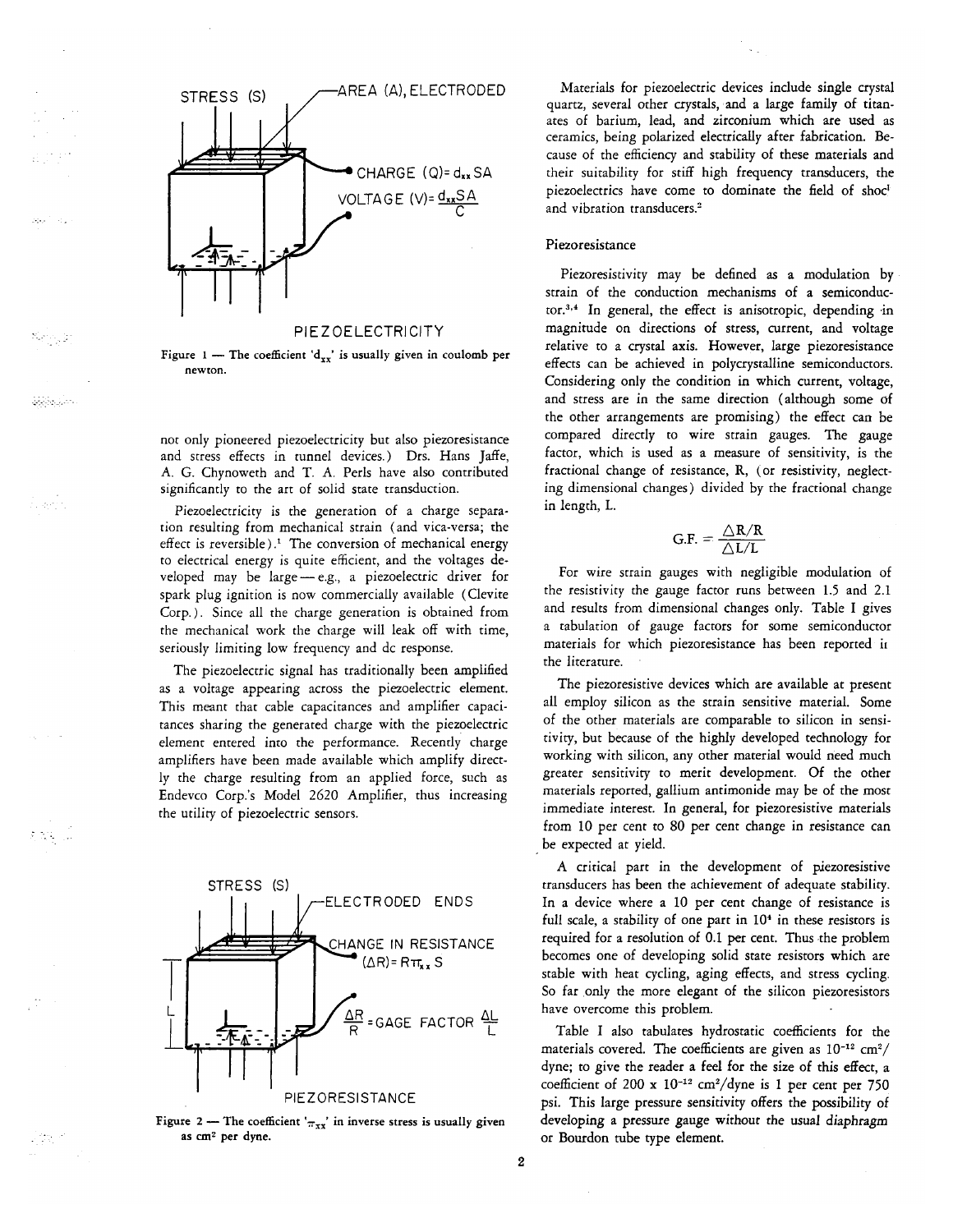STRESS (S)

AREA (A), ELECTRODED

CHARGE $(Q) = d_{xx} SA$

VOLTAGE $(V) = \frac{d_{xx} SA}{C}$

PIEZOELECTRICITY

Figure 1 — The coefficient '$d_{xx}$' is usually given in coulomb per newton.

not only pioneered piezoelectricity but also piezoresistance and stress effects in tunnel devices.) Drs. Hans Jaffe, A. G. Chynoweth and T. A. Perls have also contributed significantly to the art of solid state transduction.

Piezoelectricity is the generation of a charge separation resulting from mechanical strain (and vica-versa; the effect is reversible).[1] The conversion of mechanical energy to electrical energy is quite efficient, and the voltages developed may be large — e.g., a piezoelectric driver for spark plug ignition is now commercially available (Clevite Corp.). Since all the charge generation is obtained from the mechanical work the charge will leak off with time, seriously limiting low frequency and dc response.

The piezoelectric signal has traditionally been amplified as a voltage appearing across the piezoelectric element. This meant that cable capacitances and amplifier capacitances sharing the generated charge with the piezoelectric element entered into the performance. Recently charge amplifiers have been made available which amplify directly the charge resulting from an applied force, such as Endevco Corp.'s Model 2620 Amplifier, thus increasing the utility of piezoelectric sensors.

STRESS (S)

ELECTRODED ENDS

CHANGE IN RESISTANCE $(\Delta R) = R\pi_{xx} S$

$\frac{\Delta R}{R}$ = GAGE FACTOR $\frac{\Delta L}{L}$

PIEZORESISTANCE

Figure 2 — The coefficient '$\pi_{xx}$' in inverse stress is usually given as cm² per dyne.

Materials for piezoelectric devices include single crystal quartz, several other crystals, and a large family of titanates of barium, lead, and zirconium which are used as ceramics, being polarized electrically after fabrication. Because of the efficiency and stability of these materials and their suitability for stiff high frequency transducers, the piezoelectrics have come to dominate the field of shock and vibration transducers.[2]

### Piezoresistance

Piezoresistivity may be defined as a modulation by strain of the conduction mechanisms of a semiconductor.[3,4] In general, the effect is anisotropic, depending in magnitude on directions of stress, current, and voltage relative to a crystal axis. However, large piezoresistance effects can be achieved in polycrystalline semiconductors. Considering only the condition in which current, voltage, and stress are in the same direction (although some of the other arrangements are promising) the effect can be compared directly to wire strain gauges. The gauge factor, which is used as a measure of sensitivity, is the fractional change of resistance, R, (or resistivity, neglecting dimensional changes) divided by the fractional change in length, L.

$$\text{G.F.} = \frac{\Delta R/R}{\Delta L/L}$$

For wire strain gauges with negligible modulation of the resistivity the gauge factor runs between 1.5 and 2.1 and results from dimensional changes only. Table I gives a tabulation of gauge factors for some semiconductor materials for which piezoresistance has been reported in the literature.

The piezoresistive devices which are available at present all employ silicon as the strain sensitive material. Some of the other materials are comparable to silicon in sensitivity, but because of the highly developed technology for working with silicon, any other material would need much greater sensitivity to merit development. Of the other materials reported, gallium antimonide may be of the most immediate interest. In general, for piezoresistive materials from 10 per cent to 80 per cent change in resistance can be expected at yield.

A critical part in the development of piezoresistive transducers has been the achievement of adequate stability. In a device where a 10 per cent change of resistance is full scale, a stability of one part in $10^4$ in these resistors is required for a resolution of 0.1 per cent. Thus the problem becomes one of developing solid state resistors which are stable with heat cycling, aging effects, and stress cycling. So far only the more elegant of the silicon piezoresistors have overcome this problem.

Table I also tabulates hydrostatic coefficients for the materials covered. The coefficients are given as $10^{-12}$ cm²/dyne; to give the reader a feel for the size of this effect, a coefficient of 200 x $10^{-12}$ cm²/dyne is 1 per cent per 750 psi. This large pressure sensitivity offers the possibility of developing a pressure gauge without the usual diaphragm or Bourdon tube type element.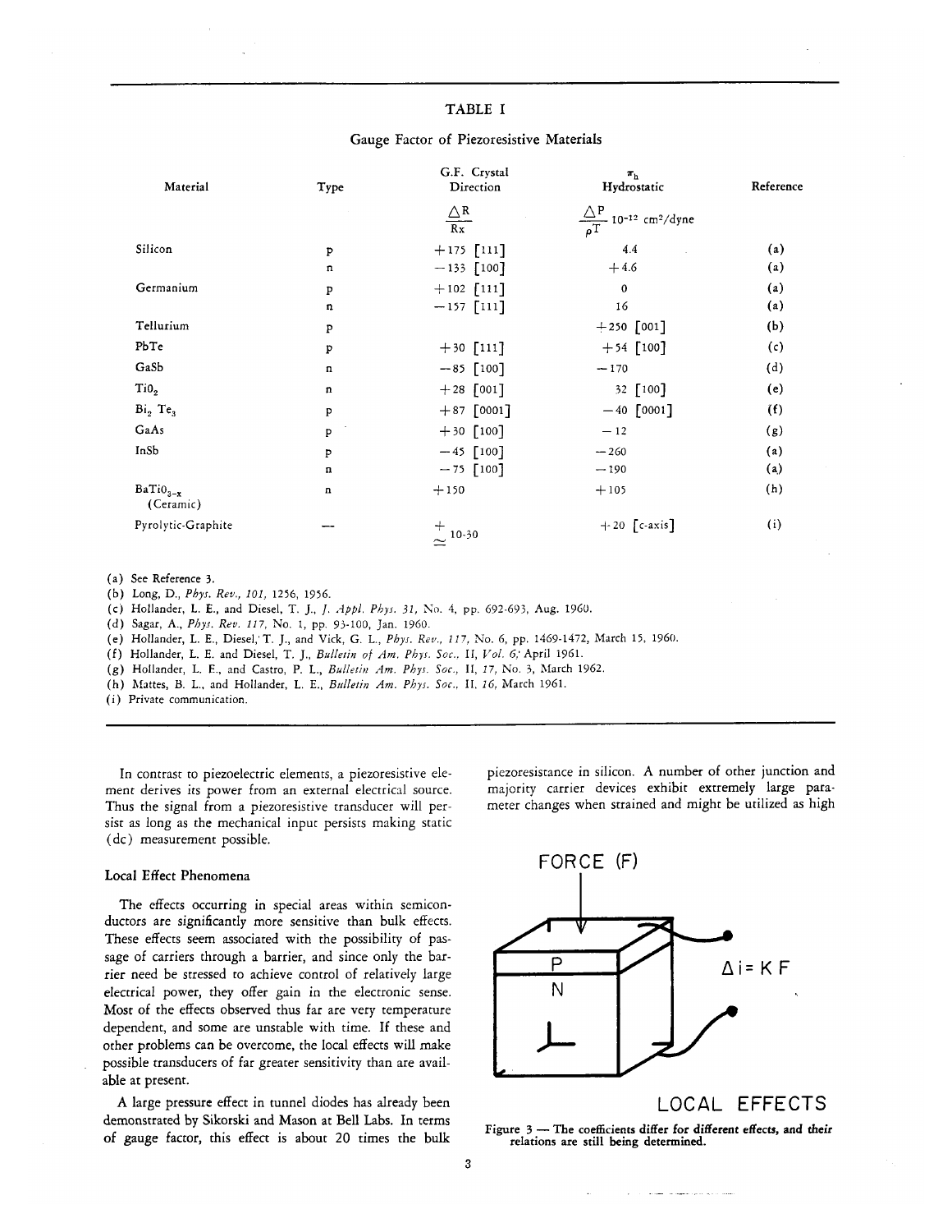TABLE I

Gauge Factor of Piezoresistive Materials

| Material | Type | G.F. Crystal Direction $\frac{\Delta R}{Rx}$ | $\pi_h$ Hydrostatic $\frac{\Delta P}{\rho T}$ $10^{-12}$ cm²/dyne | Reference |
|---|---|---|---|---|
| Silicon | p | +175 [111] | 4.4 | (a) |
| | n | −133 [100] | +4.6 | (a) |
| Germanium | p | +102 [111] | 0 | (a) |
| | n | −157 [111] | 16 | (a) |
| Tellurium | p | | +250 [001] | (b) |
| PbTe | p | +30 [111] | +54 [100] | (c) |
| GaSb | n | −85 [100] | −170 | (d) |
| $TiO_2$ | n | +28 [001] | 32 [100] | (e) |
| $Bi_2Te_3$ | p | +87 [0001] | −40 [0001] | (f) |
| GaAs | p | +30 [100] | −12 | (g) |
| InSb | p | −45 [100] | −260 | (a) |
| | n | −75 [100] | −190 | (a) |
| $BaTiO_{3-x}$ (Ceramic) | n | +150 | +105 | (h) |
| Pyrolytic-Graphite | — | + ≃ 10-30 | +20 [c-axis] | (i) |

(a) See Reference 3.
(b) Long, D., *Phys. Rev., 101,* 1256, 1956.
(c) Hollander, L. E., and Diesel, T. J., *J. Appl. Phys. 31,* No. 4, pp. 692-693, Aug. 1960.
(d) Sagar, A., *Phys. Rev. 117,* No. 1, pp. 93-100, Jan. 1960.
(e) Hollander, L. E., Diesel, T. J., and Vick, G. L., *Phys. Rev., 117,* No. 6, pp. 1469-1472, March 15, 1960.
(f) Hollander, L. E. and Diesel, T. J., *Bulletin of Am. Phys. Soc.,* II, *Vol. 6,* April 1961.
(g) Hollander, L. E., and Castro, P. L., *Bulletin Am. Phys. Soc.,* II, *17,* No. 3, March 1962.
(h) Mattes, B. L., and Hollander, L. E., *Bulletin Am. Phys. Soc.,* II, *16,* March 1961.
(i) Private communication.

In contrast to piezoelectric elements, a piezoresistive element derives its power from an external electrical source. Thus the signal from a piezoresistive transducer will persist as long as the mechanical input persists making static (dc) measurement possible.

### Local Effect Phenomena

The effects occurring in special areas within semiconductors are significantly more sensitive than bulk effects. These effects seem associated with the possibility of passage of carriers through a barrier, and since only the barrier need be stressed to achieve control of relatively large electrical power, they offer gain in the electronic sense. Most of the effects observed thus far are very temperature dependent, and some are unstable with time. If these and other problems can be overcome, the local effects will make possible transducers of far greater sensitivity than are available at present.

A large pressure effect in tunnel diodes has already been demonstrated by Sikorski and Mason at Bell Labs. In terms of gauge factor, this effect is about 20 times the bulk piezoresistance in silicon. A number of other junction and majority carrier devices exhibit extremely large parameter changes when strained and might be utilized as high

FORCE (F)

P

N

$\Delta i = K F$

LOCAL EFFECTS

**Figure 3 — The coefficients differ for different effects, and their relations are still being determined.**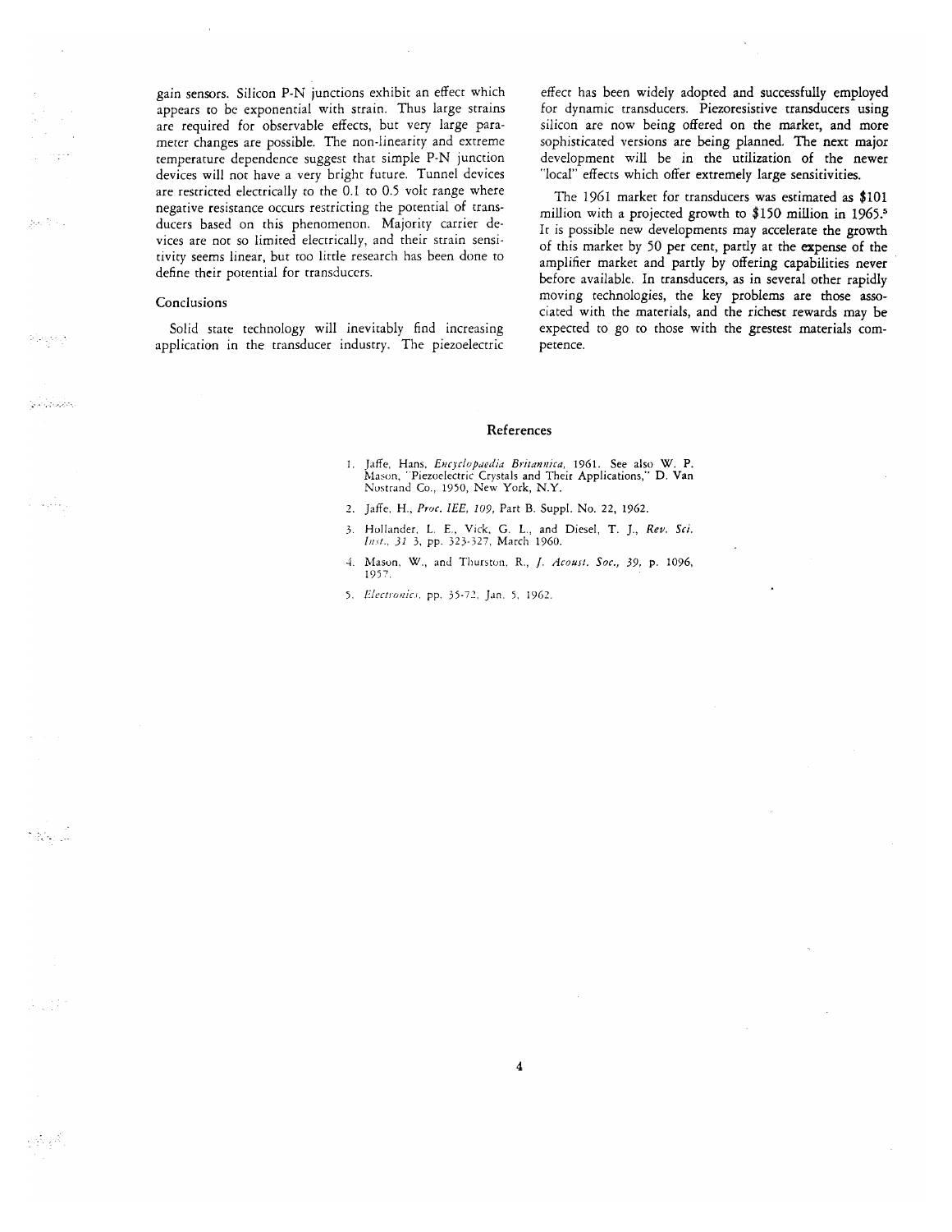gain sensors. Silicon P-N junctions exhibit an effect which appears to be exponential with strain. Thus large strains are required for observable effects, but very large parameter changes are possible. The non-linearity and extreme temperature dependence suggest that simple P-N junction devices will not have a very bright future. Tunnel devices are restricted electrically to the 0.1 to 0.5 volt range where negative resistance occurs restricting the potential of transducers based on this phenomenon. Majority carrier devices are not so limited electrically, and their strain sensitivity seems linear, but too little research has been done to define their potential for transducers.

### Conclusions

Solid state technology will inevitably find increasing application in the transducer industry. The piezoelectric effect has been widely adopted and successfully employed for dynamic transducers. Piezoresistive transducers using silicon are now being offered on the market, and more sophisticated versions are being planned. The next major development will be in the utilization of the newer "local" effects which offer extremely large sensitivities.

The 1961 market for transducers was estimated as $101 million with a projected growth to $150 million in 1965.[5] It is possible new developments may accelerate the growth of this market by 50 per cent, partly at the expense of the amplifier market and partly by offering capabilities never before available. In transducers, as in several other rapidly moving technologies, the key problems are those associated with the materials, and the richest rewards may be expected to go to those with the grestest materials competence.

## References

1. Jaffe, Hans, *Encyclopaedia Britannica,* 1961. See also W. P. Mason, "Piezoelectric Crystals and Their Applications," D. Van Nostrand Co., 1950, New York, N.Y.
2. Jaffe, H., *Proc. IEE, 109,* Part B. Suppl. No. 22, 1962.
3. Hollander, L. E., Vick, G. L., and Diesel, T. J., *Rev. Sci. Inst., 31* 3, pp. 323-327, March 1960.
4. Mason, W., and Thurston, R., *J. Acoust. Soc., 39,* p. 1096, 1957.
5. *Electronics,* pp. 35-72, Jan. 5, 1962.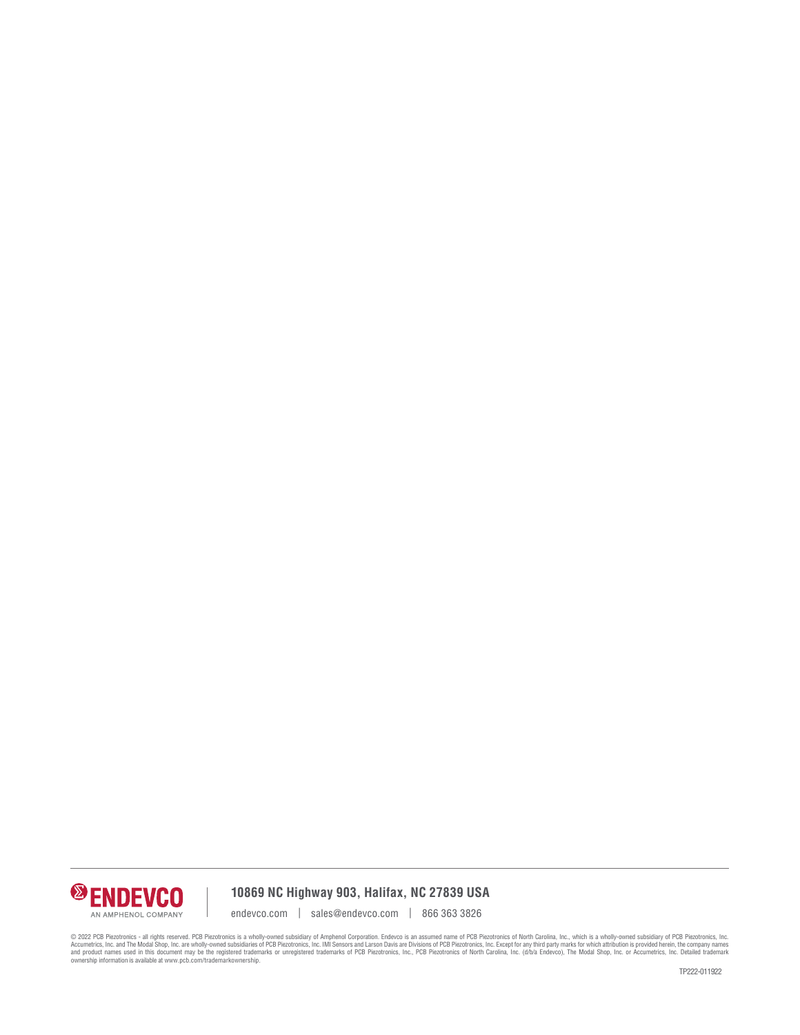ENDEVCO
AN AMPHENOL COMPANY

**10869 NC Highway 903, Halifax, NC 27839 USA**

endevco.com | sales@endevco.com | 866 363 3826

© 2022 PCB Piezotronics - all rights reserved. PCB Piezotronics is a wholly-owned subsidiary of Amphenol Corporation. Endevco is an assumed name of PCB Piezotronics of North Carolina, Inc., which is a wholly-owned subsidiary of PCB Piezotronics, Inc. Accumetrics, Inc. and The Modal Shop, Inc. are wholly-owned subsidiaries of PCB Piezotronics, Inc. IMI Sensors and Larson Davis are Divisions of PCB Piezotronics, Inc. Except for any third party marks for which attribution is provided herein, the company names and product names used in this document may be the registered trademarks or unregistered trademarks of PCB Piezotronics, Inc., PCB Piezotronics of North Carolina, Inc. (d/b/a Endevco), The Modal Shop, Inc. or Accumetrics, Inc. Detailed trademark ownership information is available at www.pcb.com/trademarkownership.

TP222-011922